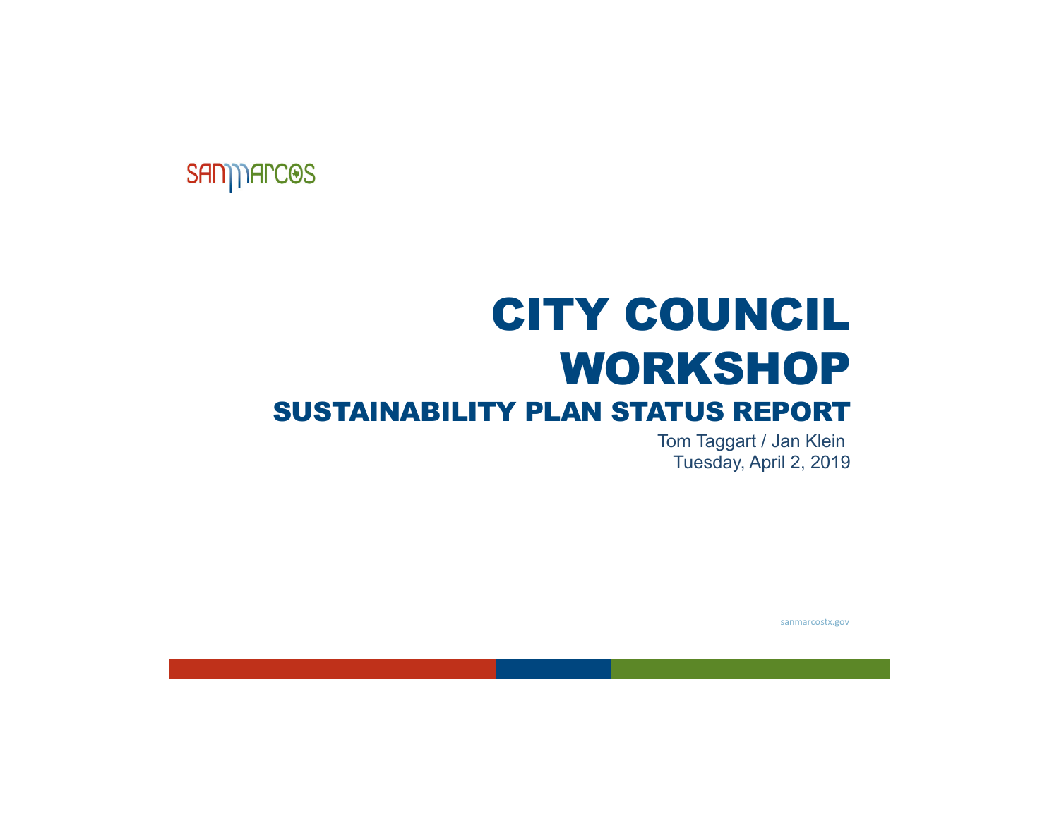SANMARCOS

# CITY COUNCIL WORKSHOP

## SUSTAINABILITY PLAN STATUS REPORT

Tom Taggart / Jan Klein
Tuesday, April 2, 2019

sanmarcostx.gov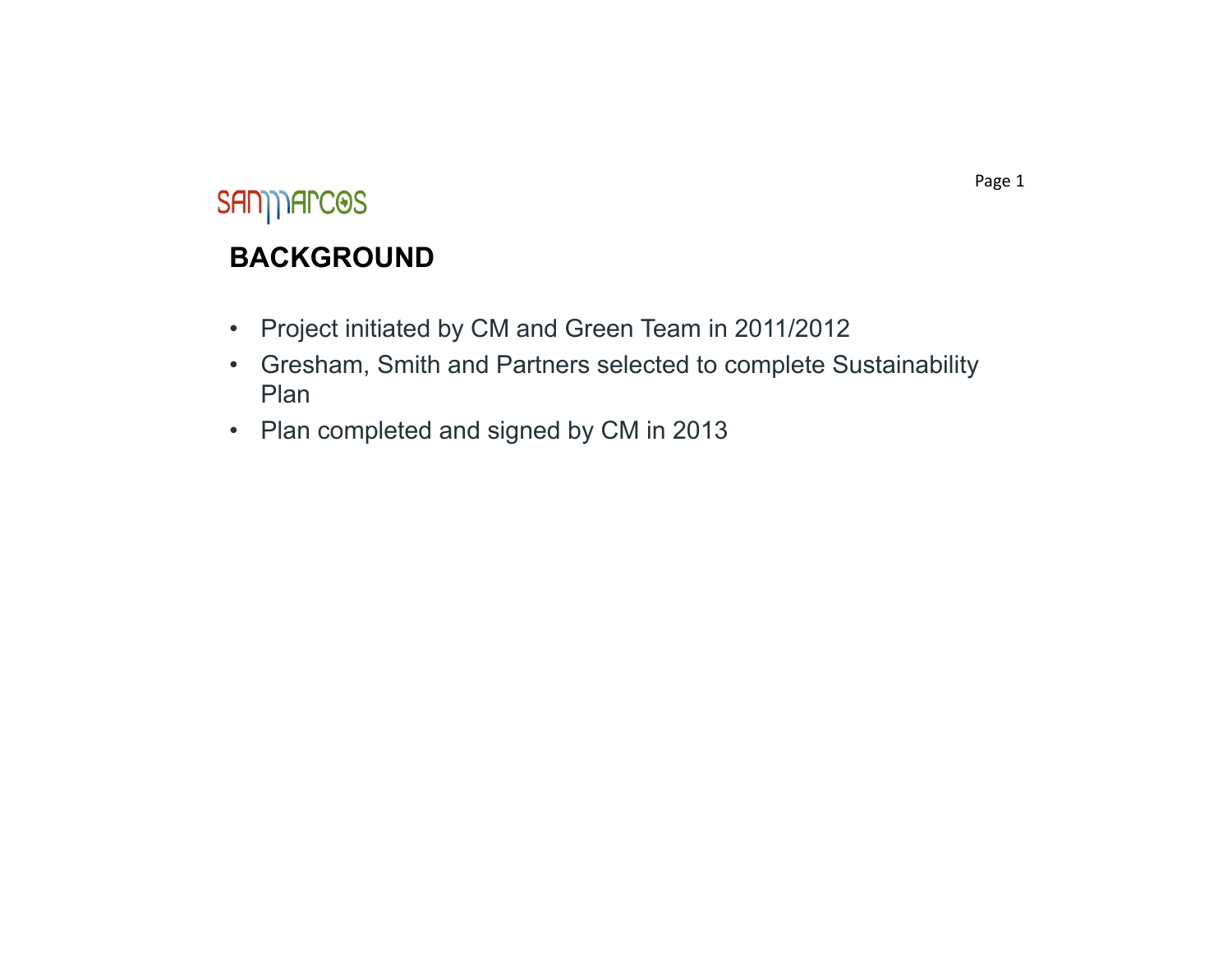SANMARCOS

## BACKGROUND

- Project initiated by CM and Green Team in 2011/2012
- Gresham, Smith and Partners selected to complete Sustainability Plan
- Plan completed and signed by CM in 2013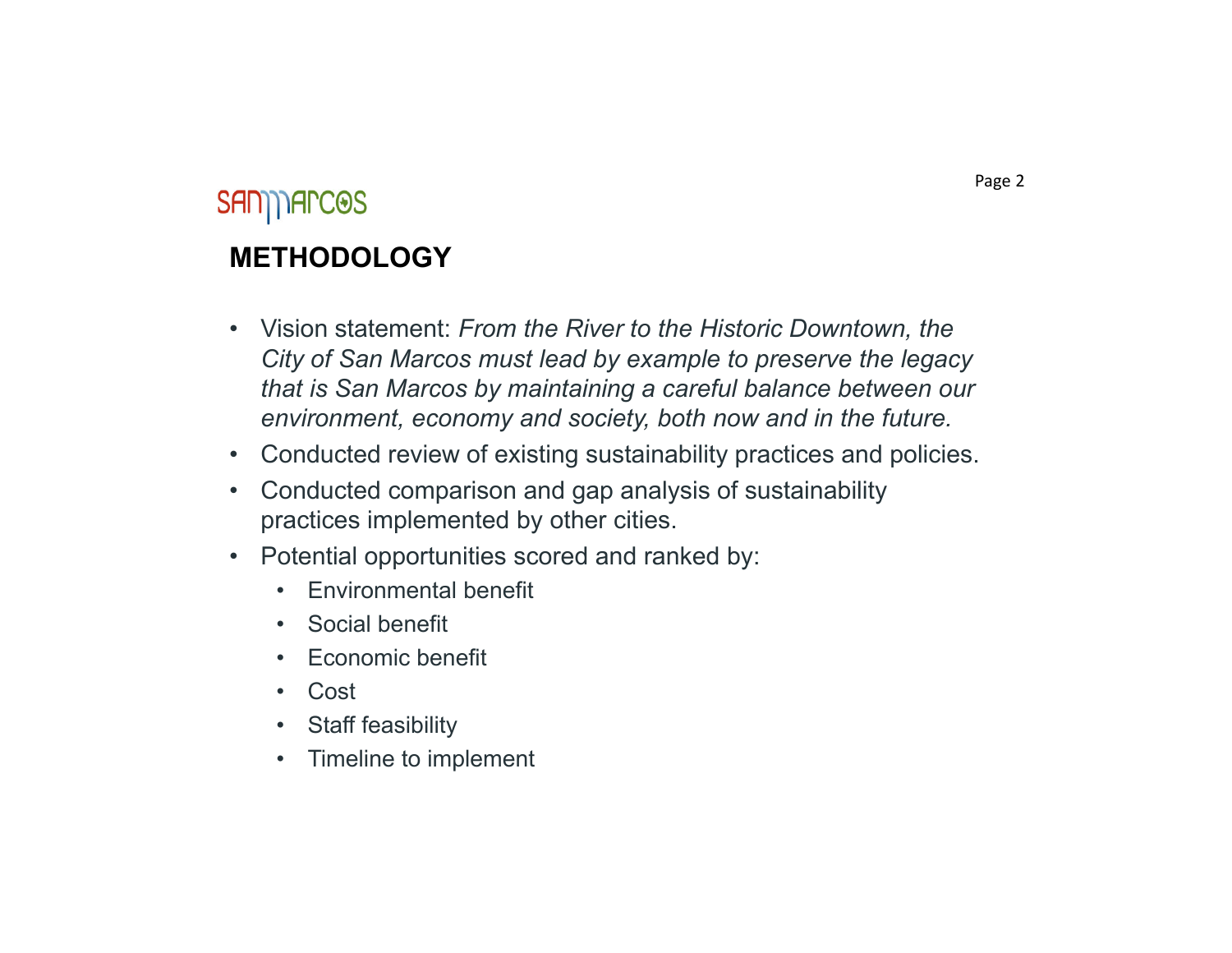SANMARCOS

## METHODOLOGY

- Vision statement: *From the River to the Historic Downtown, the City of San Marcos must lead by example to preserve the legacy that is San Marcos by maintaining a careful balance between our environment, economy and society, both now and in the future.*
- Conducted review of existing sustainability practices and policies.
- Conducted comparison and gap analysis of sustainability practices implemented by other cities.
- Potential opportunities scored and ranked by:
  - Environmental benefit
  - Social benefit
  - Economic benefit
  - Cost
  - Staff feasibility
  - Timeline to implement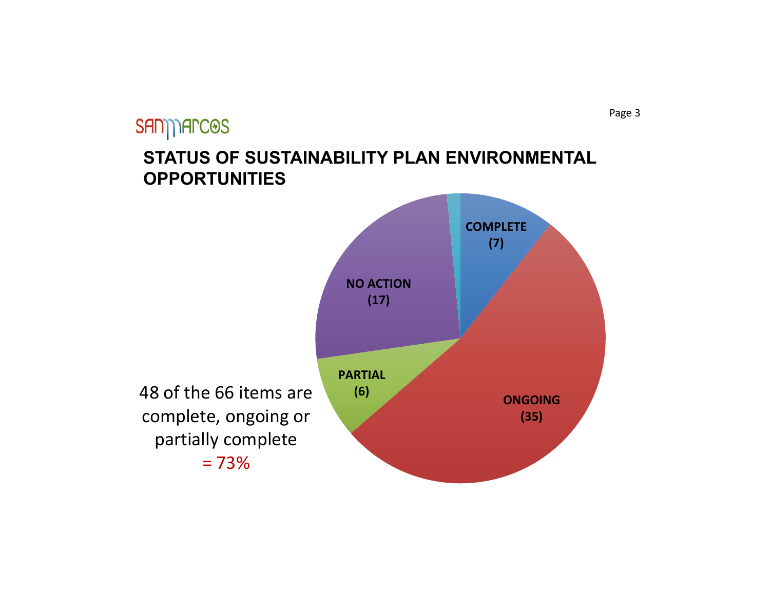SAN MARCOS

## STATUS OF SUSTAINABILITY PLAN ENVIRONMENTAL OPPORTUNITIES

COMPLETE (7)

ONGOING (35)

PARTIAL (6)

NO ACTION (17)

48 of the 66 items are complete, ongoing or partially complete = 73%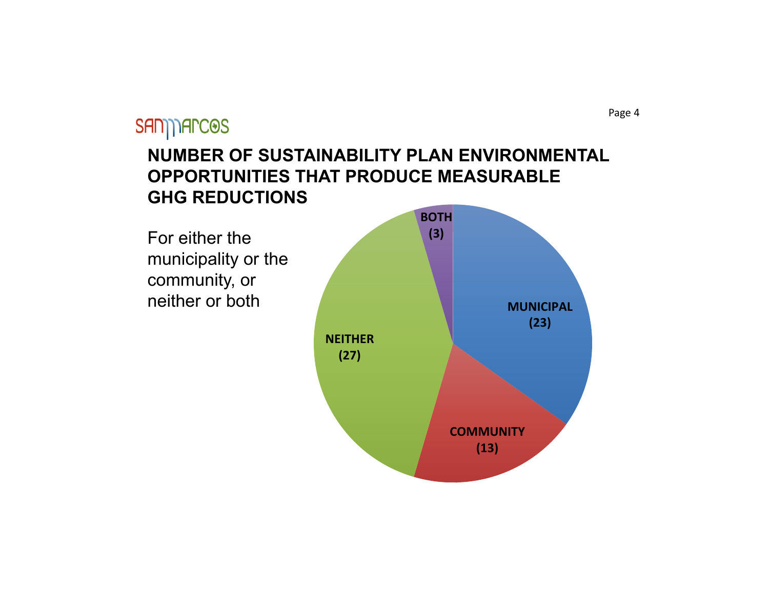## NUMBER OF SUSTAINABILITY PLAN ENVIRONMENTAL OPPORTUNITIES THAT PRODUCE MEASURABLE GHG REDUCTIONS

For either the municipality or the community, or neither or both

| Category | Number |
|---|---|
| MUNICIPAL | 23 |
| COMMUNITY | 13 |
| NEITHER | 27 |
| BOTH | 3 |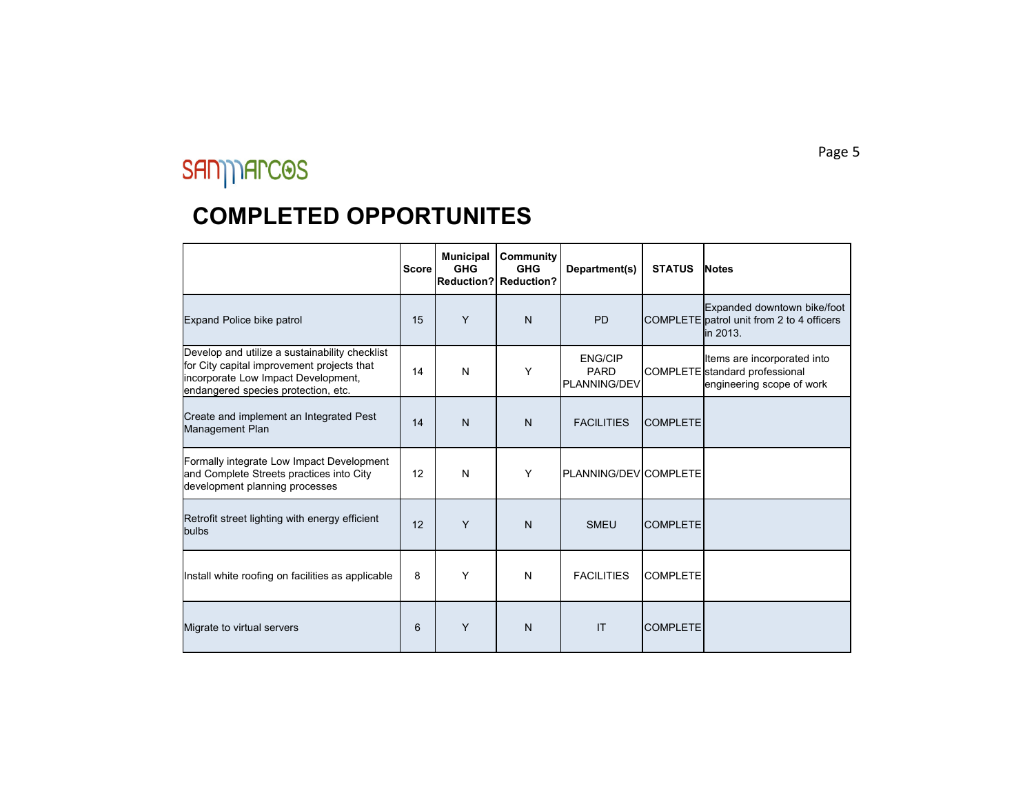SanMarcos

# COMPLETED OPPORTUNITES

| | Score | Municipal GHG Reduction? | Community GHG Reduction? | Department(s) | STATUS | Notes |
|---|---|---|---|---|---|---|
| Expand Police bike patrol | 15 | Y | N | PD | COMPLETE | Expanded downtown bike/foot patrol unit from 2 to 4 officers in 2013. |
| Develop and utilize a sustainability checklist for City capital improvement projects that incorporate Low Impact Development, endangered species protection, etc. | 14 | N | Y | ENG/CIP PARD PLANNING/DEV | COMPLETE | Items are incorporated into standard professional engineering scope of work |
| Create and implement an Integrated Pest Management Plan | 14 | N | N | FACILITIES | COMPLETE | |
| Formally integrate Low Impact Development and Complete Streets practices into City development planning processes | 12 | N | Y | PLANNING/DEV | COMPLETE | |
| Retrofit street lighting with energy efficient bulbs | 12 | Y | N | SMEU | COMPLETE | |
| Install white roofing on facilities as applicable | 8 | Y | N | FACILITIES | COMPLETE | |
| Migrate to virtual servers | 6 | Y | N | IT | COMPLETE | |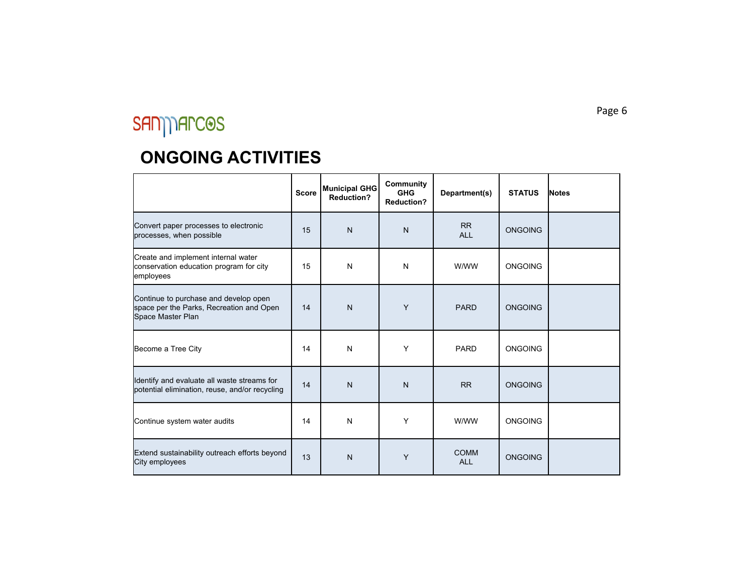# ONGOING ACTIVITIES

| | Score | Municipal GHG Reduction? | Community GHG Reduction? | Department(s) | STATUS | Notes |
|---|---|---|---|---|---|---|
| Convert paper processes to electronic processes, when possible | 15 | N | N | RR ALL | ONGOING | |
| Create and implement internal water conservation education program for city employees | 15 | N | N | W/WW | ONGOING | |
| Continue to purchase and develop open space per the Parks, Recreation and Open Space Master Plan | 14 | N | Y | PARD | ONGOING | |
| Become a Tree City | 14 | N | Y | PARD | ONGOING | |
| Identify and evaluate all waste streams for potential elimination, reuse, and/or recycling | 14 | N | N | RR | ONGOING | |
| Continue system water audits | 14 | N | Y | W/WW | ONGOING | |
| Extend sustainability outreach efforts beyond City employees | 13 | N | Y | COMM ALL | ONGOING | |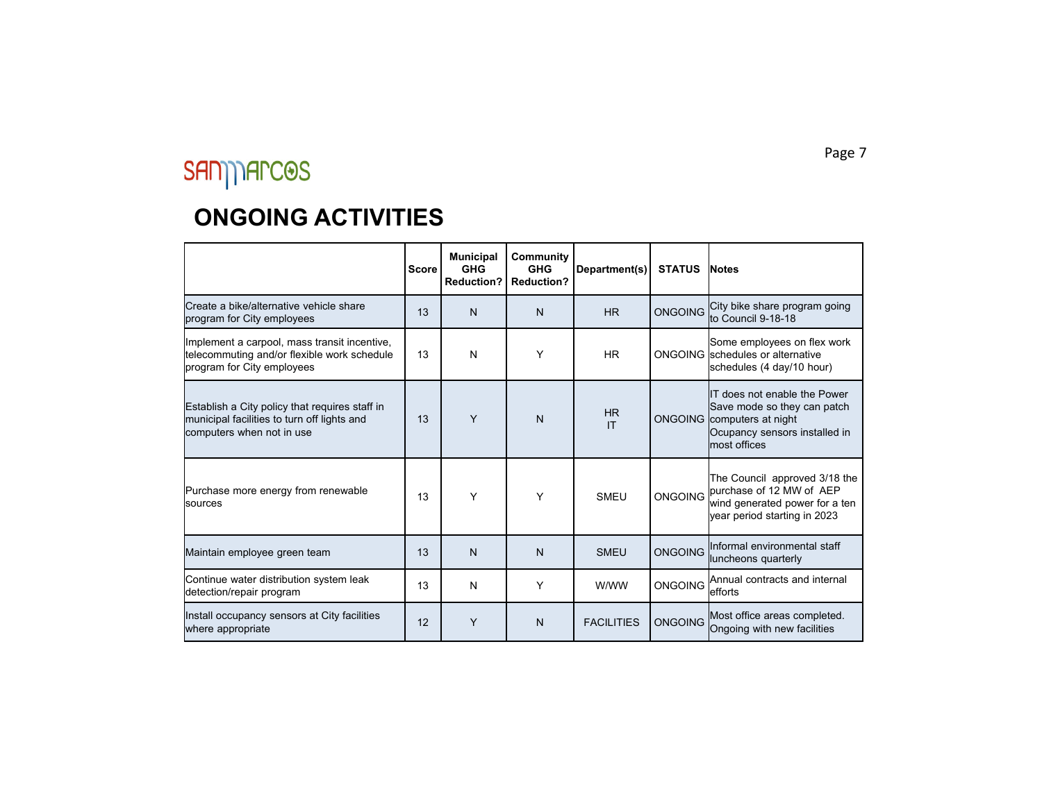# ONGOING ACTIVITIES

| | Score | Municipal GHG Reduction? | Community GHG Reduction? | Department(s) | STATUS | Notes |
|---|---|---|---|---|---|---|
| Create a bike/alternative vehicle share program for City employees | 13 | N | N | HR | ONGOING | City bike share program going to Council 9-18-18 |
| Implement a carpool, mass transit incentive, telecommuting and/or flexible work schedule program for City employees | 13 | N | Y | HR | ONGOING | Some employees on flex work schedules or alternative schedules (4 day/10 hour) |
| Establish a City policy that requires staff in municipal facilities to turn off lights and computers when not in use | 13 | Y | N | HR IT | ONGOING | IT does not enable the Power Save mode so they can patch computers at night Ocupancy sensors installed in most offices |
| Purchase more energy from renewable sources | 13 | Y | Y | SMEU | ONGOING | The Council approved 3/18 the purchase of 12 MW of AEP wind generated power for a ten year period starting in 2023 |
| Maintain employee green team | 13 | N | N | SMEU | ONGOING | Informal environmental staff luncheons quarterly |
| Continue water distribution system leak detection/repair program | 13 | N | Y | W/WW | ONGOING | Annual contracts and internal efforts |
| Install occupancy sensors at City facilities where appropriate | 12 | Y | N | FACILITIES | ONGOING | Most office areas completed. Ongoing with new facilities |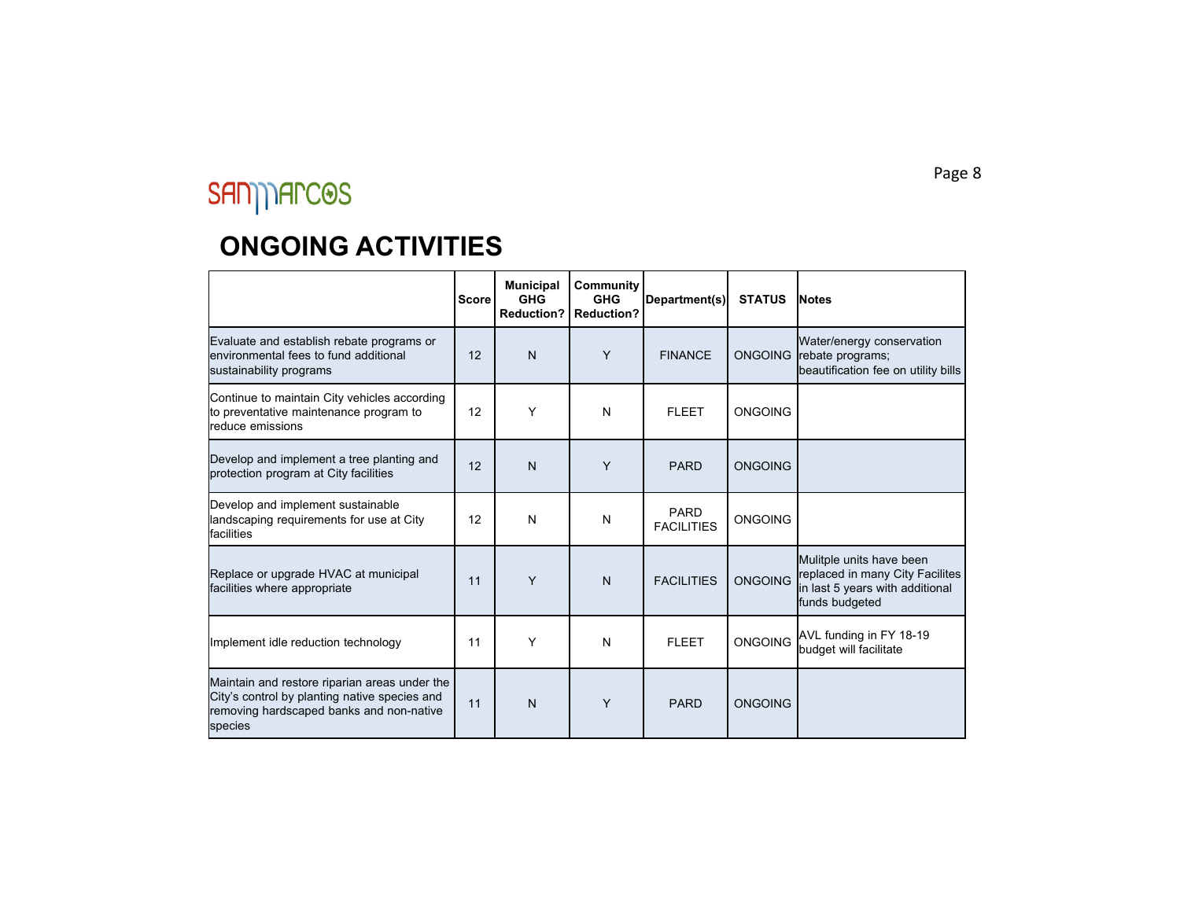# ONGOING ACTIVITIES

| | Score | Municipal GHG Reduction? | Community GHG Reduction? | Department(s) | STATUS | Notes |
|---|---|---|---|---|---|---|
| Evaluate and establish rebate programs or environmental fees to fund additional sustainability programs | 12 | N | Y | FINANCE | ONGOING | Water/energy conservation rebate programs; beautification fee on utility bills |
| Continue to maintain City vehicles according to preventative maintenance program to reduce emissions | 12 | Y | N | FLEET | ONGOING | |
| Develop and implement a tree planting and protection program at City facilities | 12 | N | Y | PARD | ONGOING | |
| Develop and implement sustainable landscaping requirements for use at City facilities | 12 | N | N | PARD FACILITIES | ONGOING | |
| Replace or upgrade HVAC at municipal facilities where appropriate | 11 | Y | N | FACILITIES | ONGOING | Mulitple units have been replaced in many City Facilites in last 5 years with additional funds budgeted |
| Implement idle reduction technology | 11 | Y | N | FLEET | ONGOING | AVL funding in FY 18-19 budget will facilitate |
| Maintain and restore riparian areas under the City's control by planting native species and removing hardscaped banks and non-native species | 11 | N | Y | PARD | ONGOING | |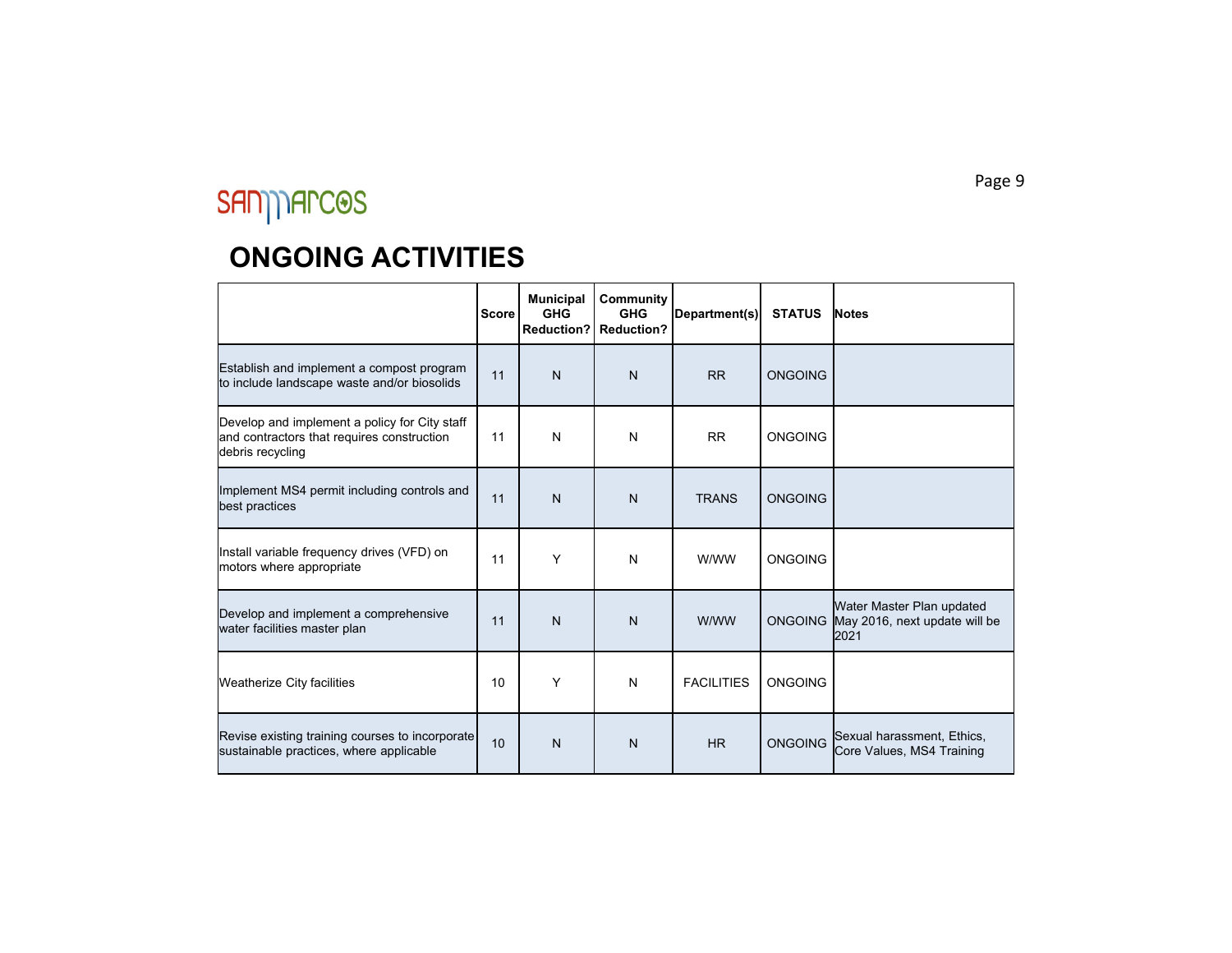## ONGOING ACTIVITIES

| | Score | Municipal GHG Reduction? | Community GHG Reduction? | Department(s) | STATUS | Notes |
|---|---|---|---|---|---|---|
| Establish and implement a compost program to include landscape waste and/or biosolids | 11 | N | N | RR | ONGOING | |
| Develop and implement a policy for City staff and contractors that requires construction debris recycling | 11 | N | N | RR | ONGOING | |
| Implement MS4 permit including controls and best practices | 11 | N | N | TRANS | ONGOING | |
| Install variable frequency drives (VFD) on motors where appropriate | 11 | Y | N | W/WW | ONGOING | |
| Develop and implement a comprehensive water facilities master plan | 11 | N | N | W/WW | ONGOING | Water Master Plan updated May 2016, next update will be 2021 |
| Weatherize City facilities | 10 | Y | N | FACILITIES | ONGOING | |
| Revise existing training courses to incorporate sustainable practices, where applicable | 10 | N | N | HR | ONGOING | Sexual harassment, Ethics, Core Values, MS4 Training |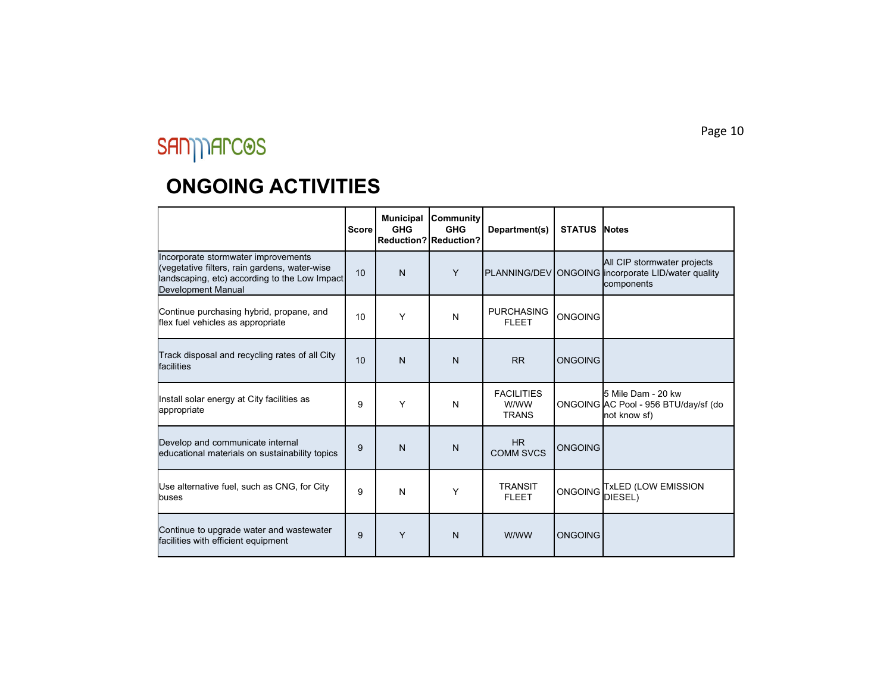# ONGOING ACTIVITIES

| | Score | Municipal GHG Reduction? | Community GHG Reduction? | Department(s) | STATUS | Notes |
|---|---|---|---|---|---|---|
| Incorporate stormwater improvements (vegetative filters, rain gardens, water-wise landscaping, etc) according to the Low Impact Development Manual | 10 | N | Y | PLANNING/DEV | ONGOING | All CIP stormwater projects incorporate LID/water quality components |
| Continue purchasing hybrid, propane, and flex fuel vehicles as appropriate | 10 | Y | N | PURCHASING FLEET | ONGOING | |
| Track disposal and recycling rates of all City facilities | 10 | N | N | RR | ONGOING | |
| Install solar energy at City facilities as appropriate | 9 | Y | N | FACILITIES W/WW TRANS | ONGOING | 5 Mile Dam - 20 kw AC Pool - 956 BTU/day/sf (do not know sf) |
| Develop and communicate internal educational materials on sustainability topics | 9 | N | N | HR COMM SVCS | ONGOING | |
| Use alternative fuel, such as CNG, for City buses | 9 | N | Y | TRANSIT FLEET | ONGOING | TxLED (LOW EMISSION DIESEL) |
| Continue to upgrade water and wastewater facilities with efficient equipment | 9 | Y | N | W/WW | ONGOING | |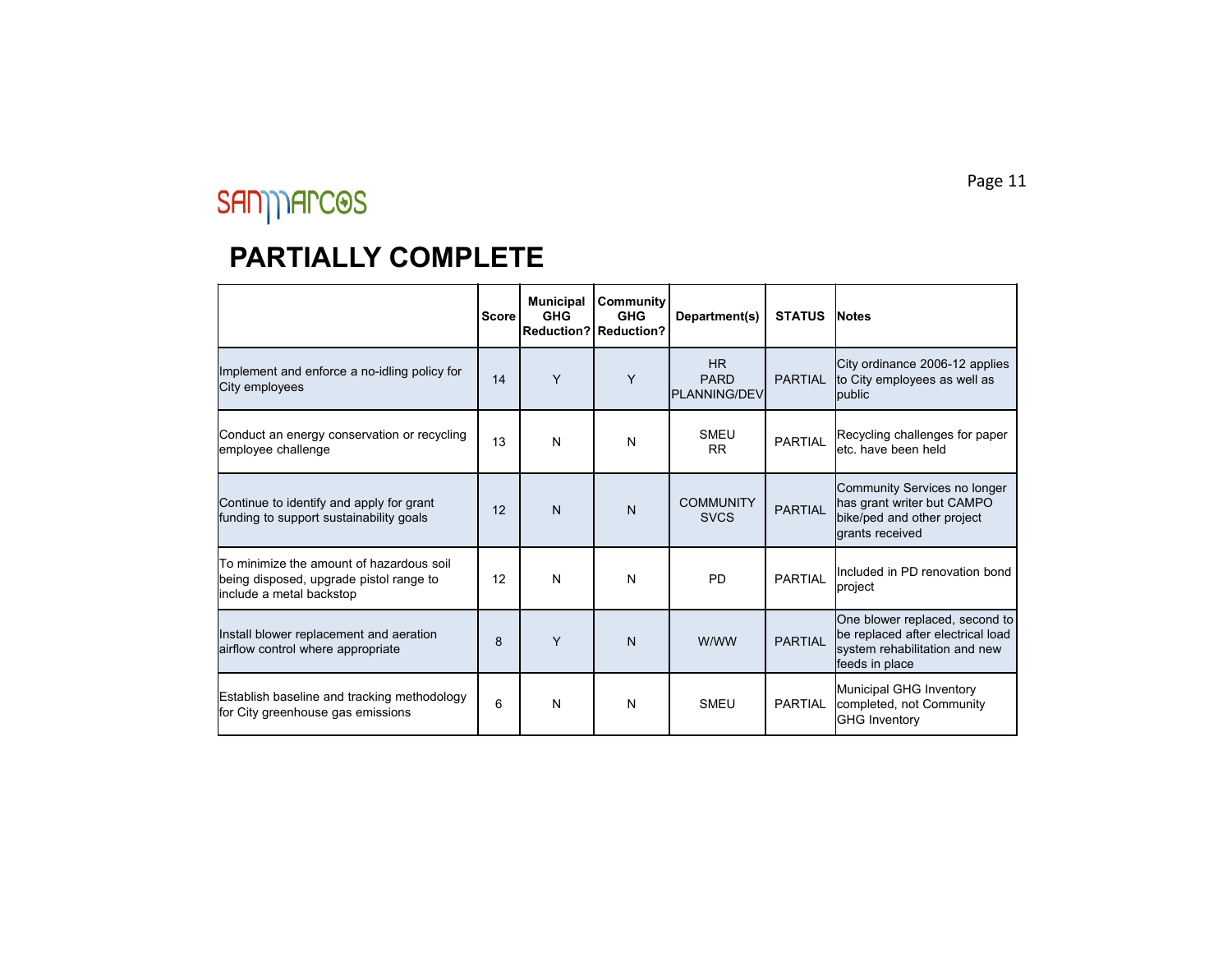SAN MARCOS

# PARTIALLY COMPLETE

| | Score | Municipal GHG Reduction? | Community GHG Reduction? | Department(s) | STATUS | Notes |
|---|---|---|---|---|---|---|
| Implement and enforce a no-idling policy for City employees | 14 | Y | Y | HR PARD PLANNING/DEV | PARTIAL | City ordinance 2006-12 applies to City employees as well as public |
| Conduct an energy conservation or recycling employee challenge | 13 | N | N | SMEU RR | PARTIAL | Recycling challenges for paper etc. have been held |
| Continue to identify and apply for grant funding to support sustainability goals | 12 | N | N | COMMUNITY SVCS | PARTIAL | Community Services no longer has grant writer but CAMPO bike/ped and other project grants received |
| To minimize the amount of hazardous soil being disposed, upgrade pistol range to include a metal backstop | 12 | N | N | PD | PARTIAL | Included in PD renovation bond project |
| Install blower replacement and aeration airflow control where appropriate | 8 | Y | N | W/WW | PARTIAL | One blower replaced, second to be replaced after electrical load system rehabilitation and new feeds in place |
| Establish baseline and tracking methodology for City greenhouse gas emissions | 6 | N | N | SMEU | PARTIAL | Municipal GHG Inventory completed, not Community GHG Inventory |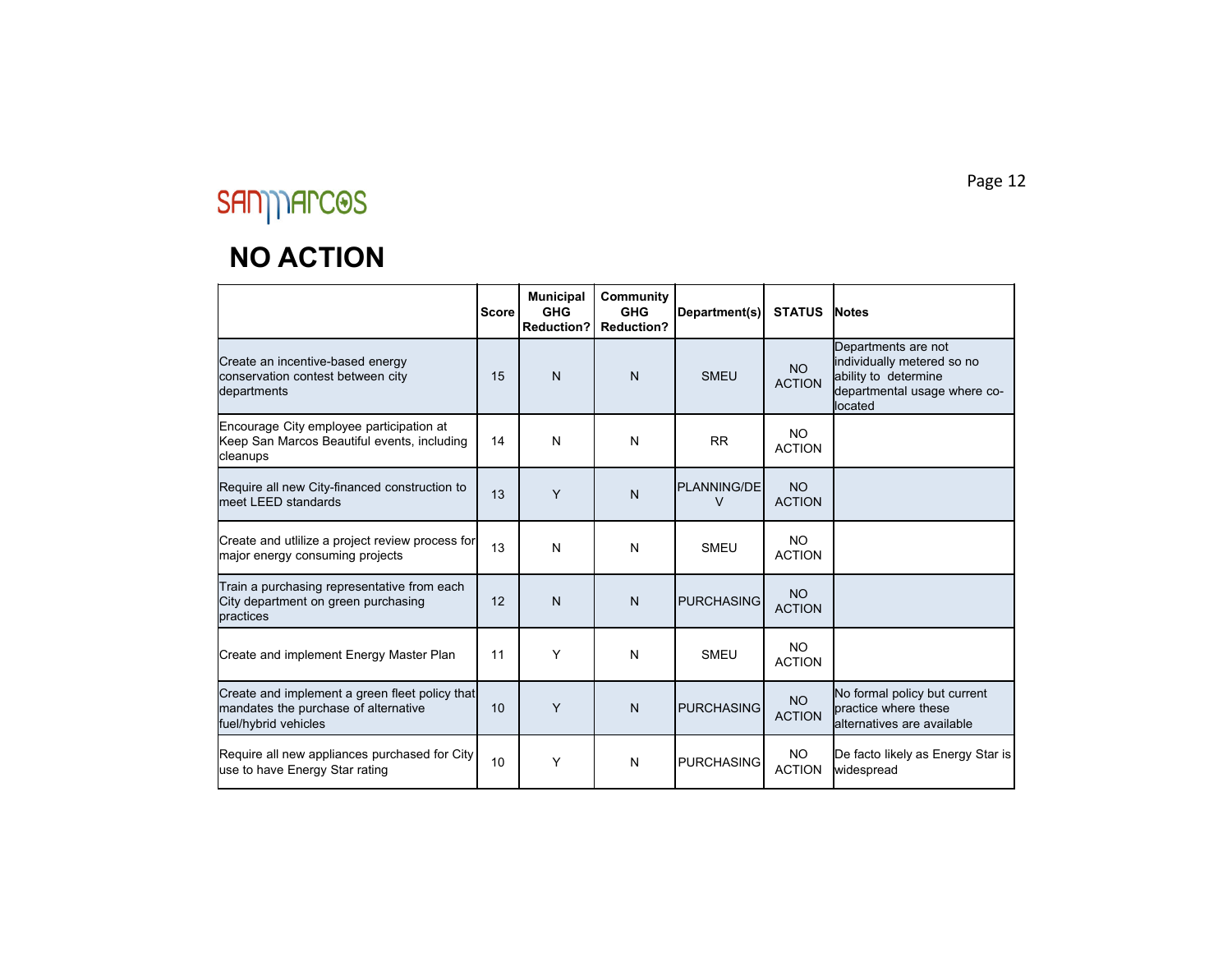# NO ACTION

| | Score | Municipal GHG Reduction? | Community GHG Reduction? | Department(s) | STATUS | Notes |
|---|---|---|---|---|---|---|
| Create an incentive-based energy conservation contest between city departments | 15 | N | N | SMEU | NO ACTION | Departments are not individually metered so no ability to determine departmental usage where co-located |
| Encourage City employee participation at Keep San Marcos Beautiful events, including cleanups | 14 | N | N | RR | NO ACTION | |
| Require all new City-financed construction to meet LEED standards | 13 | Y | N | PLANNING/DEV | NO ACTION | |
| Create and utlilize a project review process for major energy consuming projects | 13 | N | N | SMEU | NO ACTION | |
| Train a purchasing representative from each City department on green purchasing practices | 12 | N | N | PURCHASING | NO ACTION | |
| Create and implement Energy Master Plan | 11 | Y | N | SMEU | NO ACTION | |
| Create and implement a green fleet policy that mandates the purchase of alternative fuel/hybrid vehicles | 10 | Y | N | PURCHASING | NO ACTION | No formal policy but current practice where these alternatives are available |
| Require all new appliances purchased for City use to have Energy Star rating | 10 | Y | N | PURCHASING | NO ACTION | De facto likely as Energy Star is widespread |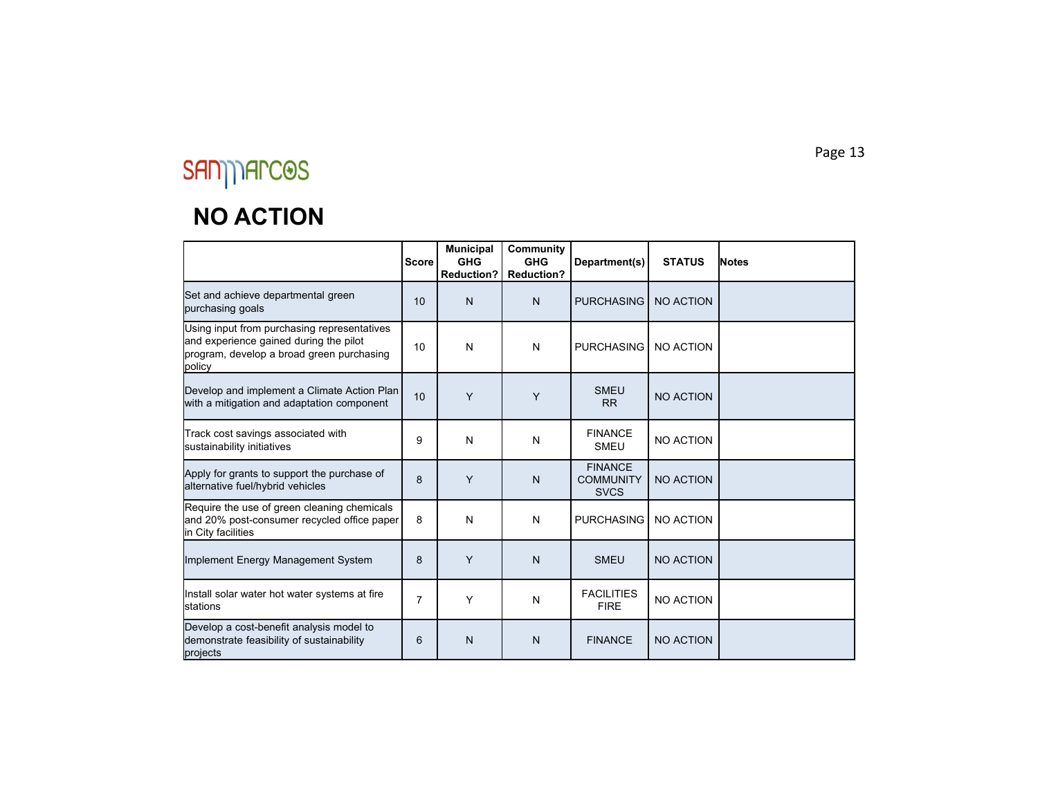# NO ACTION

| | Score | Municipal GHG Reduction? | Community GHG Reduction? | Department(s) | STATUS | Notes |
|---|---|---|---|---|---|---|
| Set and achieve departmental green purchasing goals | 10 | N | N | PURCHASING | NO ACTION | |
| Using input from purchasing representatives and experience gained during the pilot program, develop a broad green purchasing policy | 10 | N | N | PURCHASING | NO ACTION | |
| Develop and implement a Climate Action Plan with a mitigation and adaptation component | 10 | Y | Y | SMEU RR | NO ACTION | |
| Track cost savings associated with sustainability initiatives | 9 | N | N | FINANCE SMEU | NO ACTION | |
| Apply for grants to support the purchase of alternative fuel/hybrid vehicles | 8 | Y | N | FINANCE COMMUNITY SVCS | NO ACTION | |
| Require the use of green cleaning chemicals and 20% post-consumer recycled office paper in City facilities | 8 | N | N | PURCHASING | NO ACTION | |
| Implement Energy Management System | 8 | Y | N | SMEU | NO ACTION | |
| Install solar water hot water systems at fire stations | 7 | Y | N | FACILITIES FIRE | NO ACTION | |
| Develop a cost-benefit analysis model to demonstrate feasibility of sustainability projects | 6 | N | N | FINANCE | NO ACTION | |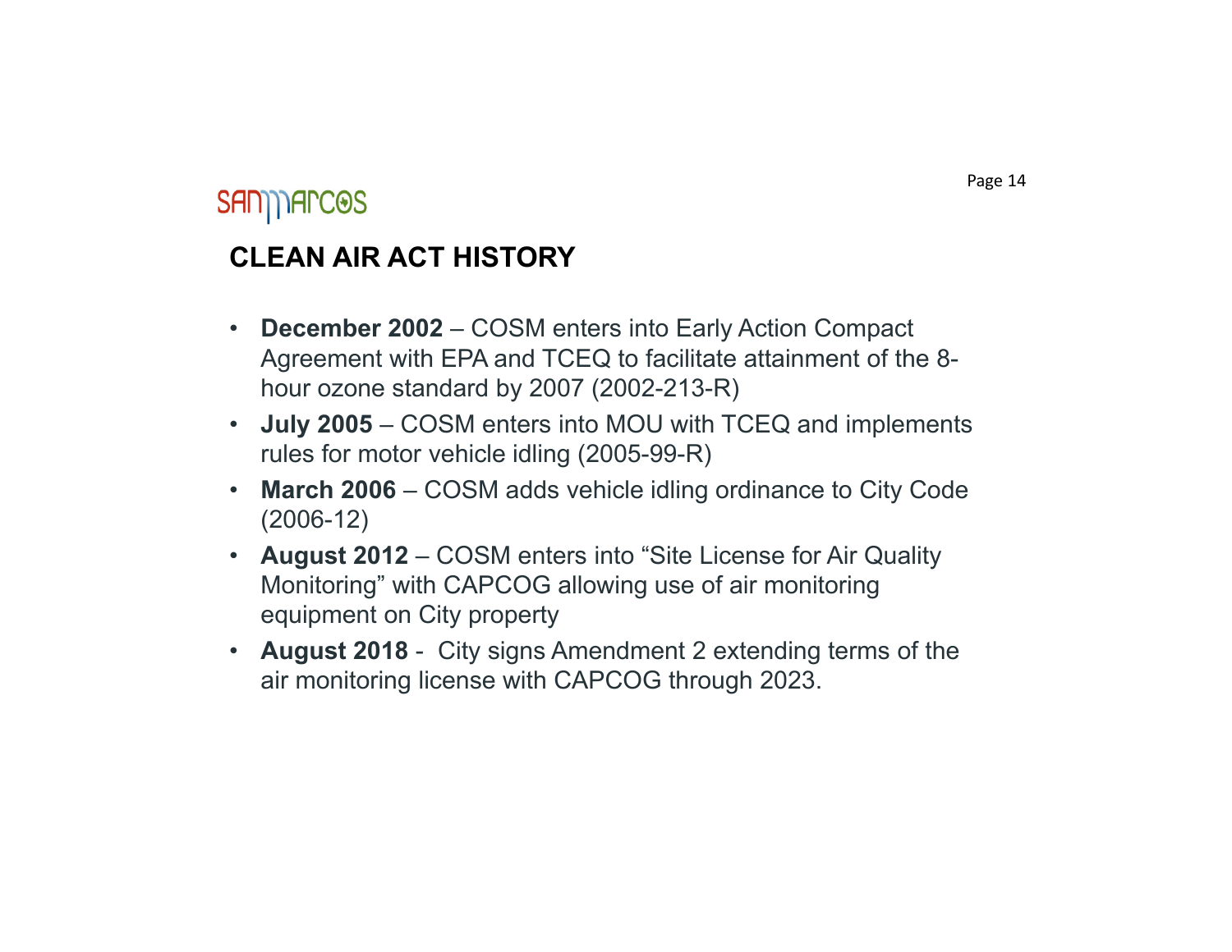SANMARCOS

## CLEAN AIR ACT HISTORY

- **December 2002** – COSM enters into Early Action Compact Agreement with EPA and TCEQ to facilitate attainment of the 8-hour ozone standard by 2007 (2002-213-R)
- **July 2005** – COSM enters into MOU with TCEQ and implements rules for motor vehicle idling (2005-99-R)
- **March 2006** – COSM adds vehicle idling ordinance to City Code (2006-12)
- **August 2012** – COSM enters into "Site License for Air Quality Monitoring" with CAPCOG allowing use of air monitoring equipment on City property
- **August 2018** - City signs Amendment 2 extending terms of the air monitoring license with CAPCOG through 2023.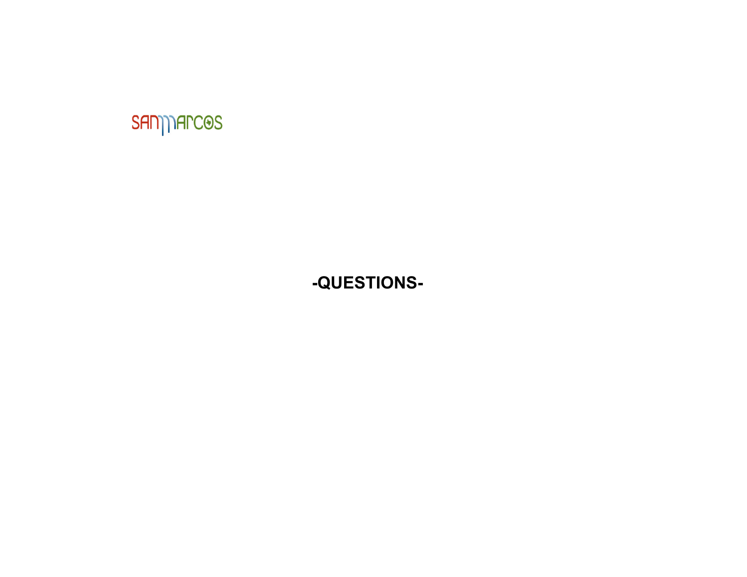SANMARCOS

**-QUESTIONS-**